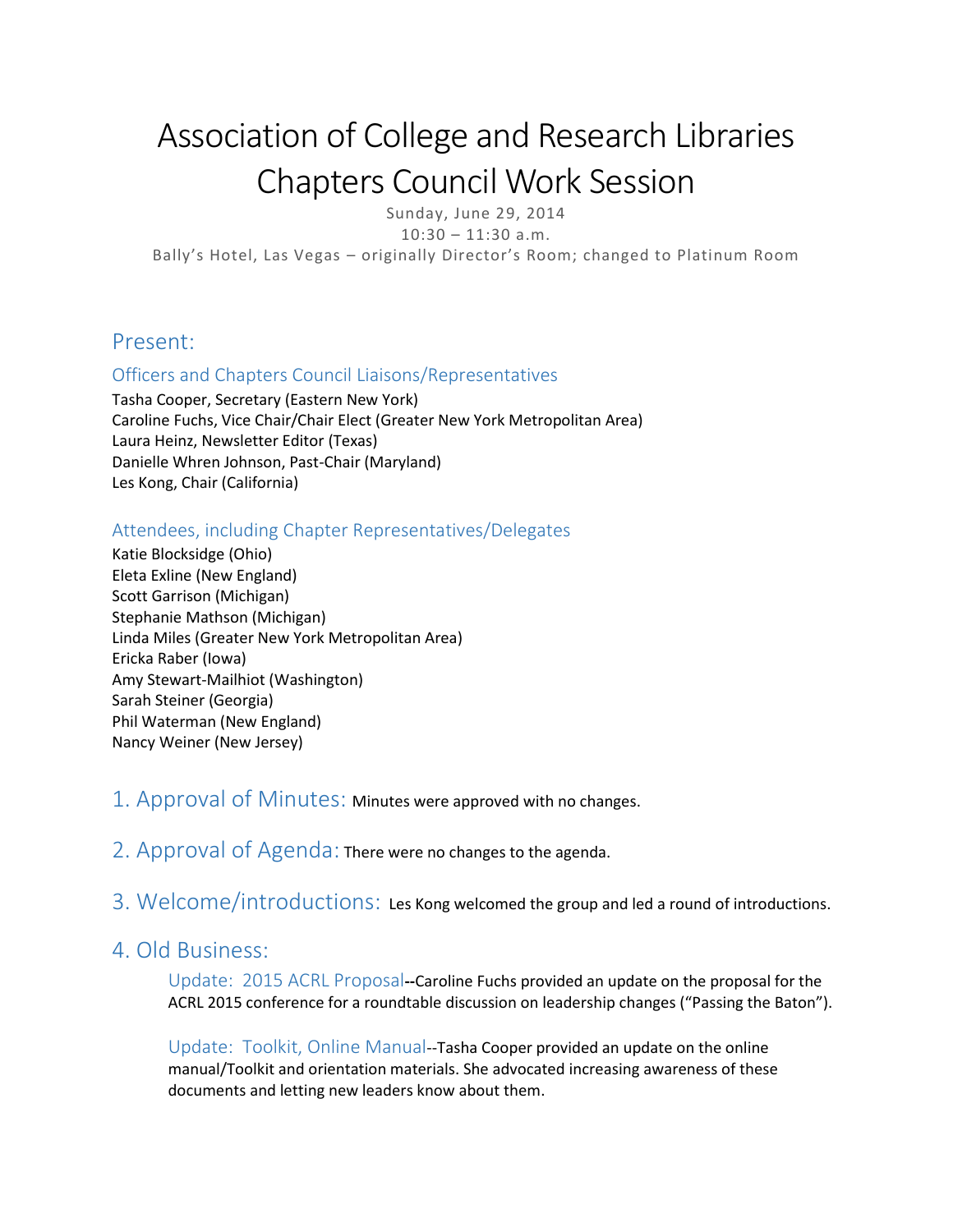# Association of College and Research Libraries Chapters Council Work Session

Sunday, June 29, 2014

10:30 – 11:30 a.m.

Bally's Hotel, Las Vegas – originally Director's Room; changed to Platinum Room

## Present:

### Officers and Chapters Council Liaisons/Representatives

Tasha Cooper, Secretary (Eastern New York)
Caroline Fuchs, Vice Chair/Chair Elect (Greater New York Metropolitan Area)
Laura Heinz, Newsletter Editor (Texas)
Danielle Whren Johnson, Past-Chair (Maryland)
Les Kong, Chair (California)

### Attendees, including Chapter Representatives/Delegates

Katie Blocksidge (Ohio)
Eleta Exline (New England)
Scott Garrison (Michigan)
Stephanie Mathson (Michigan)
Linda Miles (Greater New York Metropolitan Area)
Ericka Raber (Iowa)
Amy Stewart-Mailhiot (Washington)
Sarah Steiner (Georgia)
Phil Waterman (New England)
Nancy Weiner (New Jersey)

## 1. Approval of Minutes:

Minutes were approved with no changes.

## 2. Approval of Agenda:

There were no changes to the agenda.

## 3. Welcome/introductions:

Les Kong welcomed the group and led a round of introductions.

## 4. Old Business:

**Update: 2015 ACRL Proposal**--Caroline Fuchs provided an update on the proposal for the ACRL 2015 conference for a roundtable discussion on leadership changes ("Passing the Baton").

**Update: Toolkit, Online Manual**--Tasha Cooper provided an update on the online manual/Toolkit and orientation materials. She advocated increasing awareness of these documents and letting new leaders know about them.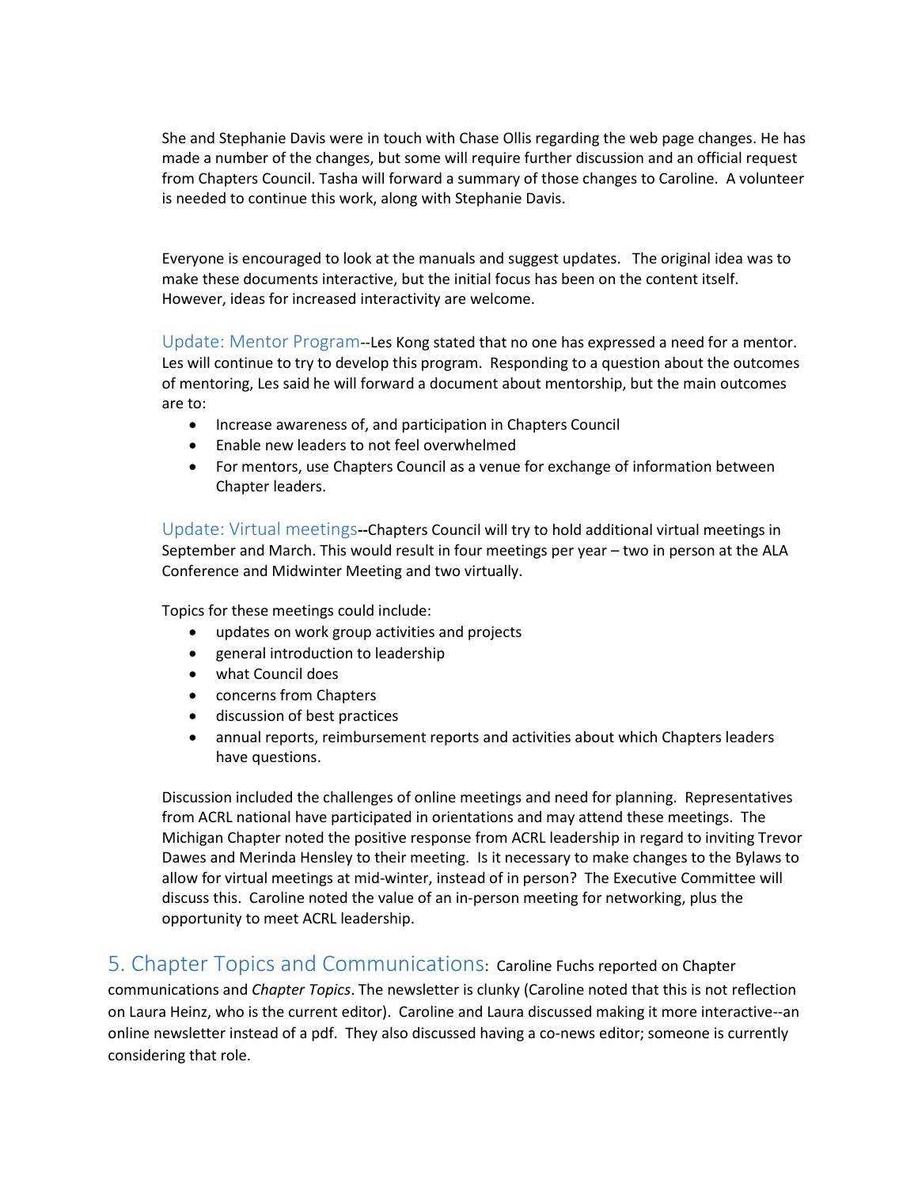She and Stephanie Davis were in touch with Chase Ollis regarding the web page changes. He has made a number of the changes, but some will require further discussion and an official request from Chapters Council. Tasha will forward a summary of those changes to Caroline. A volunteer is needed to continue this work, along with Stephanie Davis.

Everyone is encouraged to look at the manuals and suggest updates. The original idea was to make these documents interactive, but the initial focus has been on the content itself. However, ideas for increased interactivity are welcome.

### Update: Mentor Program

--Les Kong stated that no one has expressed a need for a mentor. Les will continue to try to develop this program. Responding to a question about the outcomes of mentoring, Les said he will forward a document about mentorship, but the main outcomes are to:

- Increase awareness of, and participation in Chapters Council
- Enable new leaders to not feel overwhelmed
- For mentors, use Chapters Council as a venue for exchange of information between Chapter leaders.

### Update: Virtual meetings

--Chapters Council will try to hold additional virtual meetings in September and March. This would result in four meetings per year – two in person at the ALA Conference and Midwinter Meeting and two virtually.

Topics for these meetings could include:

- updates on work group activities and projects
- general introduction to leadership
- what Council does
- concerns from Chapters
- discussion of best practices
- annual reports, reimbursement reports and activities about which Chapters leaders have questions.

Discussion included the challenges of online meetings and need for planning. Representatives from ACRL national have participated in orientations and may attend these meetings. The Michigan Chapter noted the positive response from ACRL leadership in regard to inviting Trevor Dawes and Merinda Hensley to their meeting. Is it necessary to make changes to the Bylaws to allow for virtual meetings at mid-winter, instead of in person? The Executive Committee will discuss this. Caroline noted the value of an in-person meeting for networking, plus the opportunity to meet ACRL leadership.

## 5. Chapter Topics and Communications

: Caroline Fuchs reported on Chapter communications and *Chapter Topics*. The newsletter is clunky (Caroline noted that this is not reflection on Laura Heinz, who is the current editor). Caroline and Laura discussed making it more interactive--an online newsletter instead of a pdf. They also discussed having a co-news editor; someone is currently considering that role.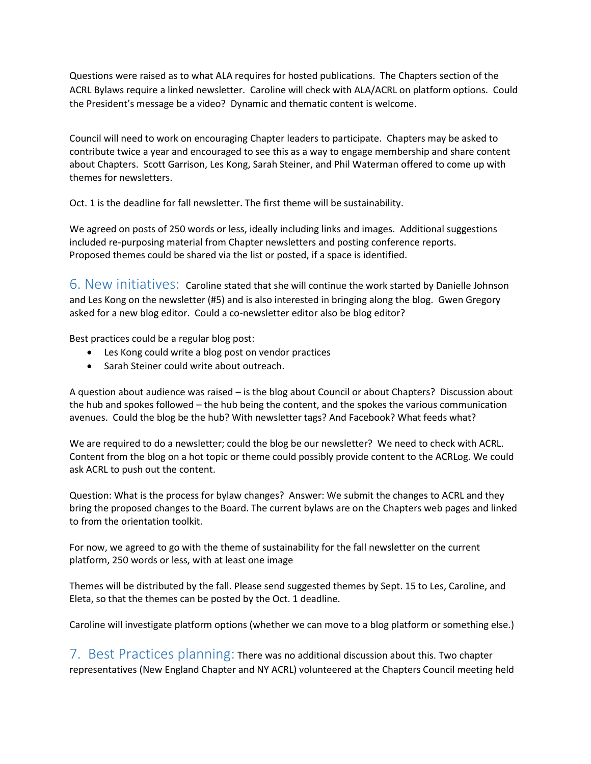Questions were raised as to what ALA requires for hosted publications. The Chapters section of the ACRL Bylaws require a linked newsletter. Caroline will check with ALA/ACRL on platform options. Could the President's message be a video? Dynamic and thematic content is welcome.

Council will need to work on encouraging Chapter leaders to participate. Chapters may be asked to contribute twice a year and encouraged to see this as a way to engage membership and share content about Chapters. Scott Garrison, Les Kong, Sarah Steiner, and Phil Waterman offered to come up with themes for newsletters.

Oct. 1 is the deadline for fall newsletter. The first theme will be sustainability.

We agreed on posts of 250 words or less, ideally including links and images. Additional suggestions included re-purposing material from Chapter newsletters and posting conference reports.
Proposed themes could be shared via the list or posted, if a space is identified.

## 6. New initiatives:

Caroline stated that she will continue the work started by Danielle Johnson and Les Kong on the newsletter (#5) and is also interested in bringing along the blog. Gwen Gregory asked for a new blog editor. Could a co-newsletter editor also be blog editor?

Best practices could be a regular blog post:

- Les Kong could write a blog post on vendor practices
- Sarah Steiner could write about outreach.

A question about audience was raised – is the blog about Council or about Chapters? Discussion about the hub and spokes followed – the hub being the content, and the spokes the various communication avenues. Could the blog be the hub? With newsletter tags? And Facebook? What feeds what?

We are required to do a newsletter; could the blog be our newsletter? We need to check with ACRL. Content from the blog on a hot topic or theme could possibly provide content to the ACRLog. We could ask ACRL to push out the content.

Question: What is the process for bylaw changes? Answer: We submit the changes to ACRL and they bring the proposed changes to the Board. The current bylaws are on the Chapters web pages and linked to from the orientation toolkit.

For now, we agreed to go with the theme of sustainability for the fall newsletter on the current platform, 250 words or less, with at least one image

Themes will be distributed by the fall. Please send suggested themes by Sept. 15 to Les, Caroline, and Eleta, so that the themes can be posted by the Oct. 1 deadline.

Caroline will investigate platform options (whether we can move to a blog platform or something else.)

## 7. Best Practices planning:

There was no additional discussion about this. Two chapter representatives (New England Chapter and NY ACRL) volunteered at the Chapters Council meeting held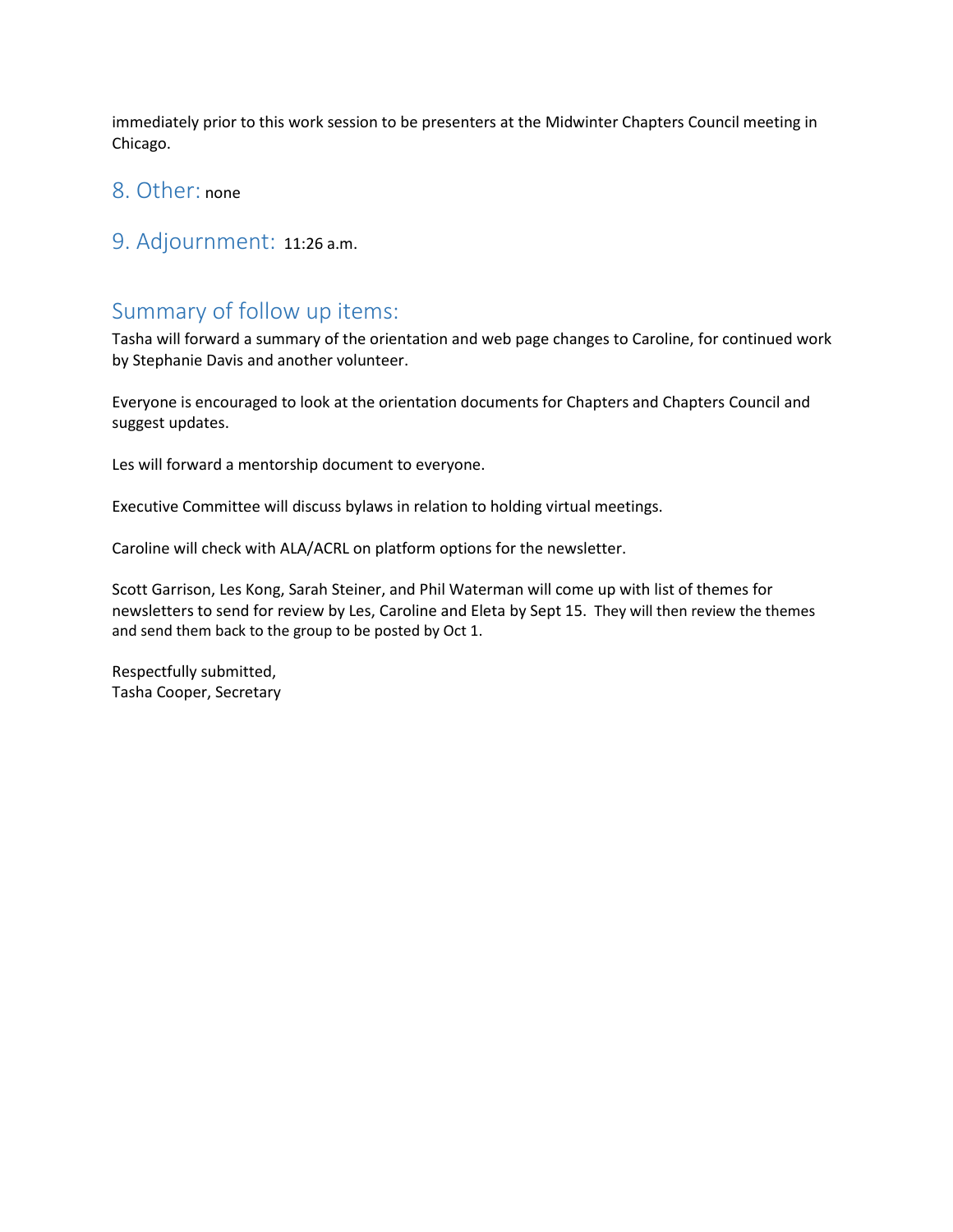immediately prior to this work session to be presenters at the Midwinter Chapters Council meeting in Chicago.

## 8. Other: none

## 9. Adjournment: 11:26 a.m.

## Summary of follow up items:

Tasha will forward a summary of the orientation and web page changes to Caroline, for continued work by Stephanie Davis and another volunteer.

Everyone is encouraged to look at the orientation documents for Chapters and Chapters Council and suggest updates.

Les will forward a mentorship document to everyone.

Executive Committee will discuss bylaws in relation to holding virtual meetings.

Caroline will check with ALA/ACRL on platform options for the newsletter.

Scott Garrison, Les Kong, Sarah Steiner, and Phil Waterman will come up with list of themes for newsletters to send for review by Les, Caroline and Eleta by Sept 15. They will then review the themes and send them back to the group to be posted by Oct 1.

Respectfully submitted,
Tasha Cooper, Secretary